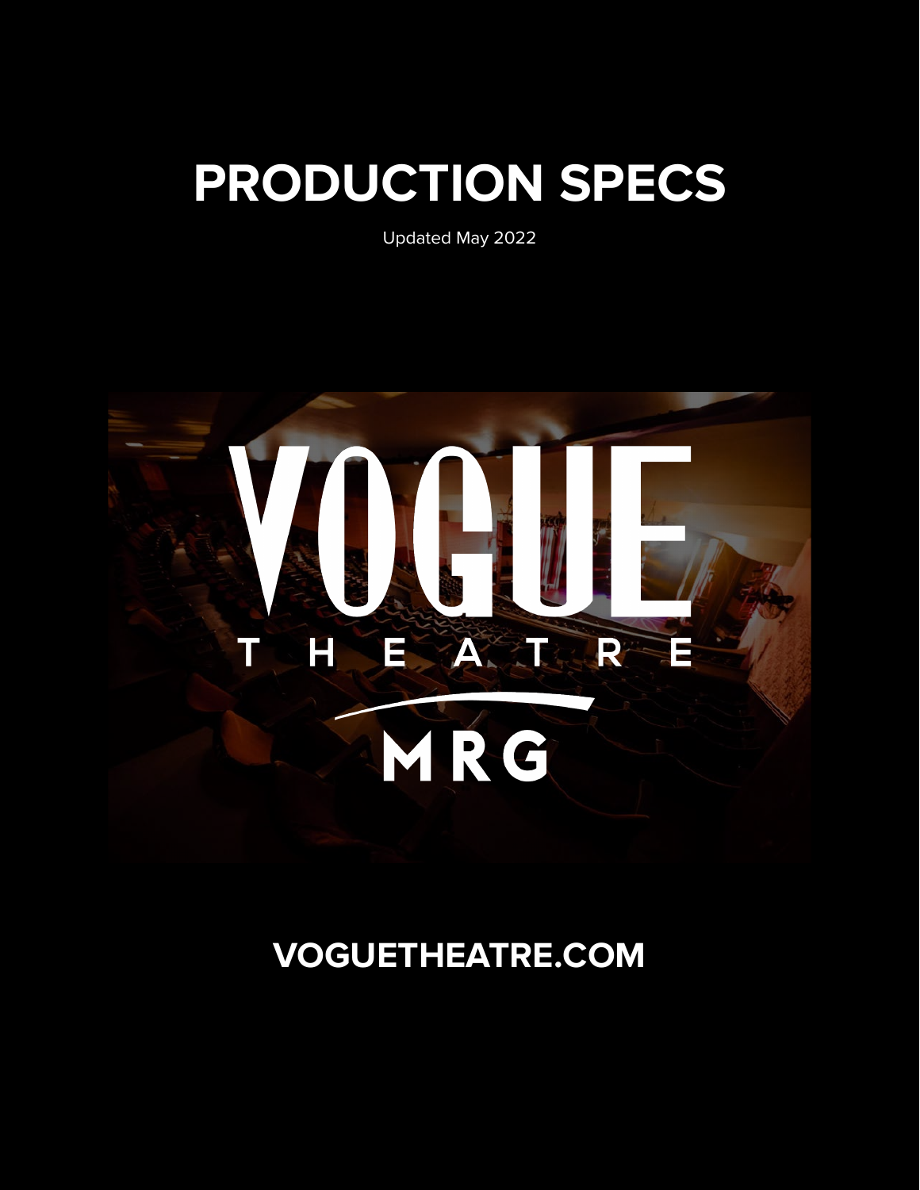# PRODUCTION SPECS

Updated May 2022

VOGUE THEATRE

MRG

**VOGUETHEATRE.COM**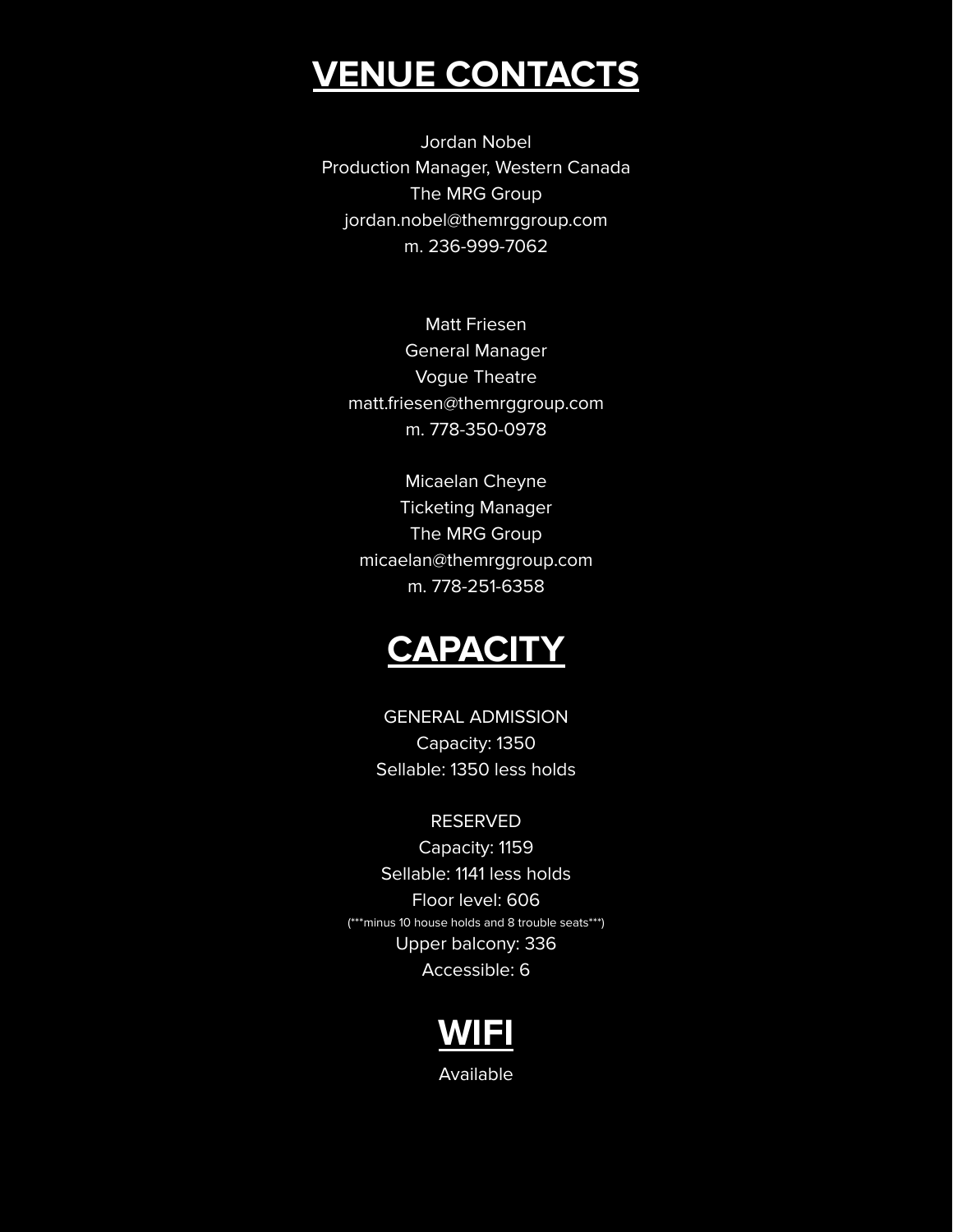# VENUE CONTACTS

Jordan Nobel
Production Manager, Western Canada
The MRG Group
jordan.nobel@themrggroup.com
m. 236-999-7062

Matt Friesen
General Manager
Vogue Theatre
matt.friesen@themrggroup.com
m. 778-350-0978

Micaelan Cheyne
Ticketing Manager
The MRG Group
micaelan@themrggroup.com
m. 778-251-6358

# CAPACITY

GENERAL ADMISSION
Capacity: 1350
Sellable: 1350 less holds

RESERVED
Capacity: 1159
Sellable: 1141 less holds
Floor level: 606
(***minus 10 house holds and 8 trouble seats***)
Upper balcony: 336
Accessible: 6

# WIFI

Available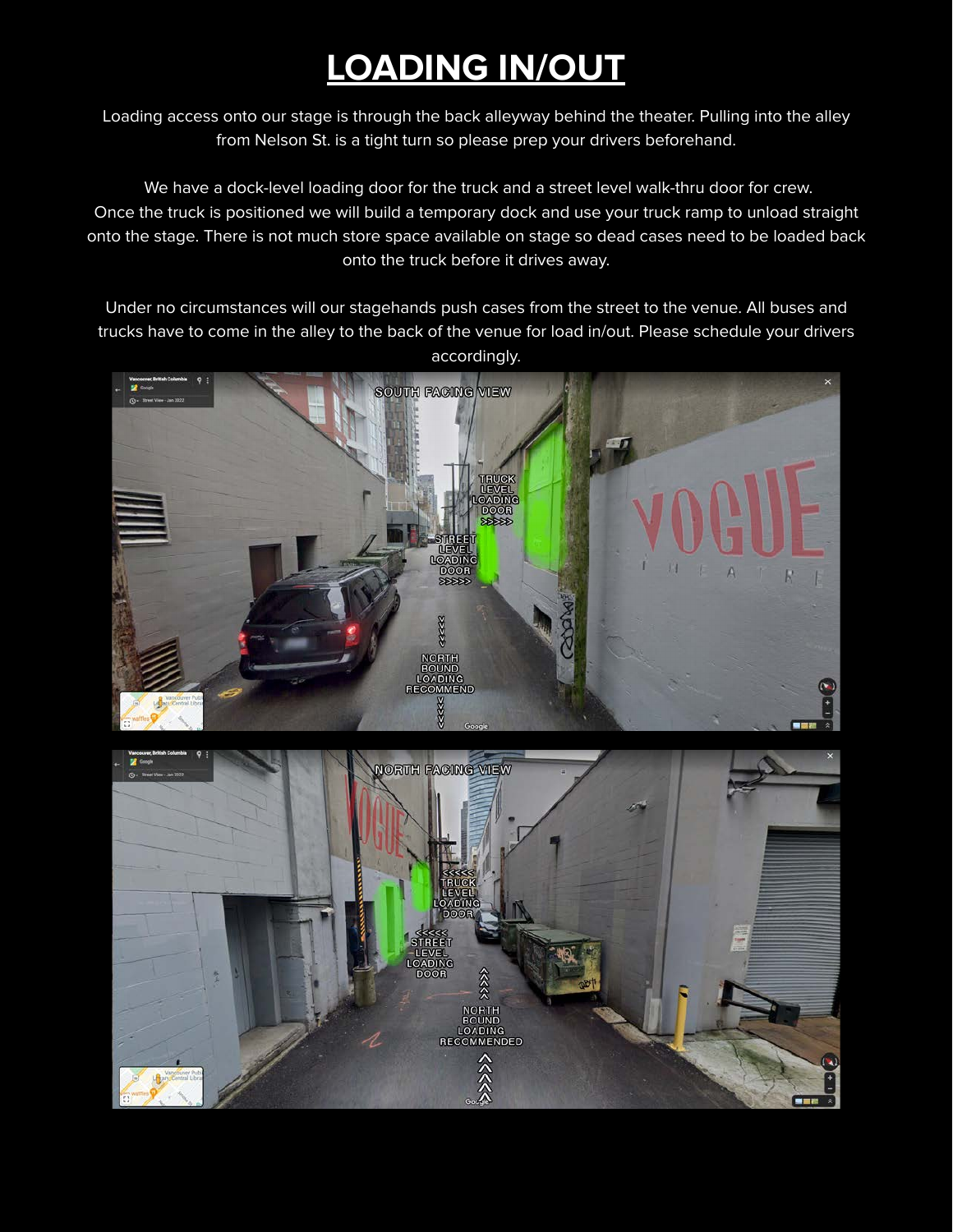# LOADING IN/OUT

Loading access onto our stage is through the back alleyway behind the theater. Pulling into the alley from Nelson St. is a tight turn so please prep your drivers beforehand.

We have a dock-level loading door for the truck and a street level walk-thru door for crew. Once the truck is positioned we will build a temporary dock and use your truck ramp to unload straight onto the stage. There is not much store space available on stage so dead cases need to be loaded back onto the truck before it drives away.

Under no circumstances will our stagehands push cases from the street to the venue. All buses and trucks have to come in the alley to the back of the venue for load in/out. Please schedule your drivers accordingly.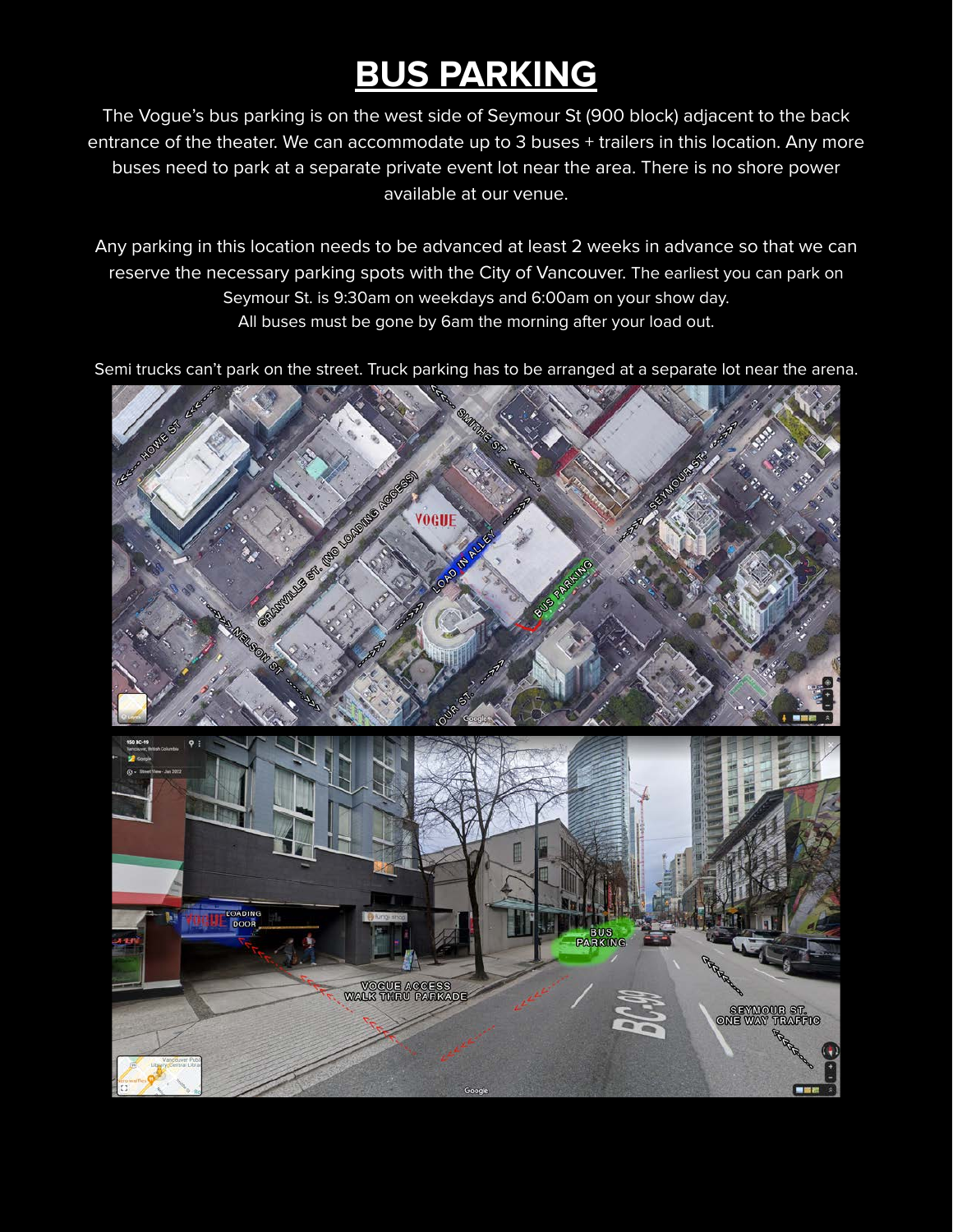# BUS PARKING

The Vogue's bus parking is on the west side of Seymour St (900 block) adjacent to the back entrance of the theater. We can accommodate up to 3 buses + trailers in this location. Any more buses need to park at a separate private event lot near the area. There is no shore power available at our venue.

Any parking in this location needs to be advanced at least 2 weeks in advance so that we can reserve the necessary parking spots with the City of Vancouver. The earliest you can park on Seymour St. is 9:30am on weekdays and 6:00am on your show day. All buses must be gone by 6am the morning after your load out.

Semi trucks can't park on the street. Truck parking has to be arranged at a separate lot near the arena.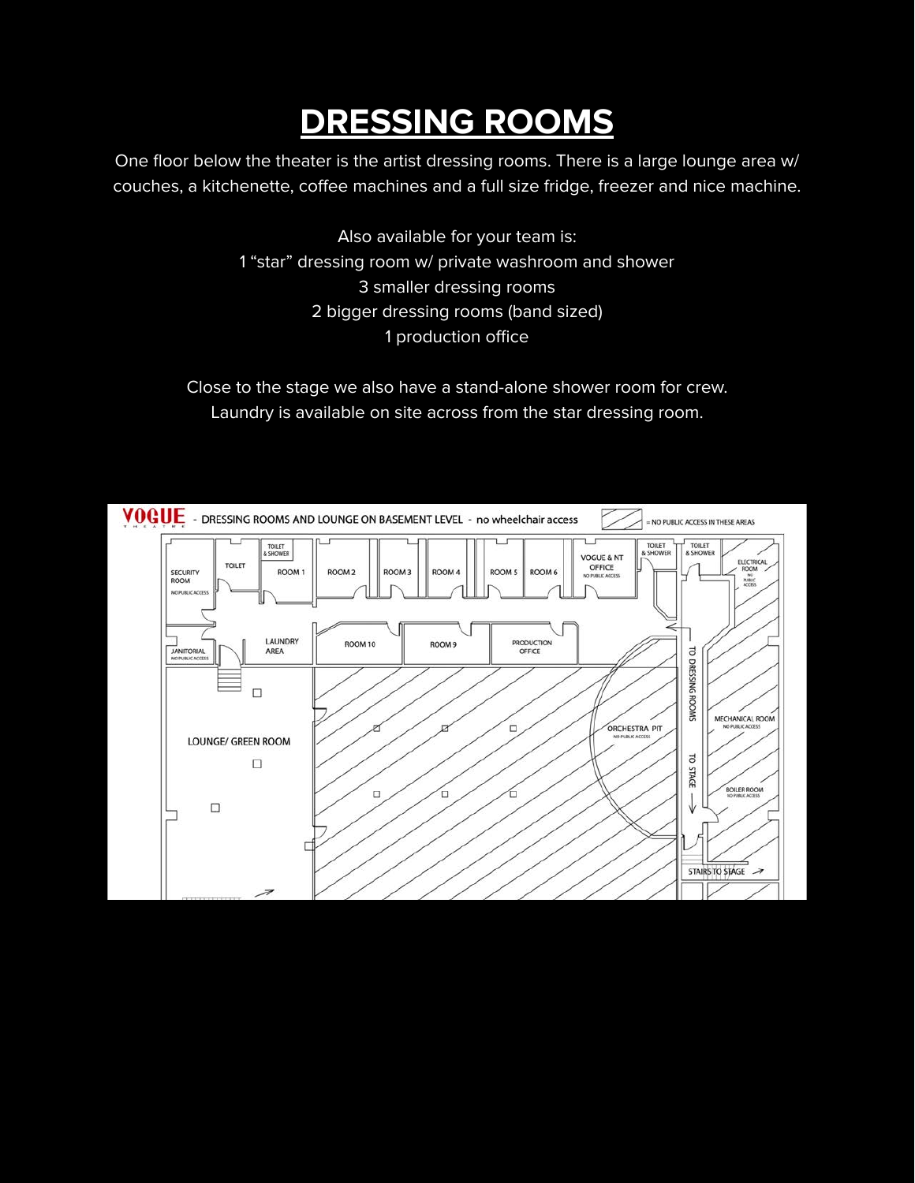# DRESSING ROOMS

One floor below the theater is the artist dressing rooms. There is a large lounge area w/ couches, a kitchenette, coffee machines and a full size fridge, freezer and nice machine.

Also available for your team is:
1 “star” dressing room w/ private washroom and shower
3 smaller dressing rooms
2 bigger dressing rooms (band sized)
1 production office

Close to the stage we also have a stand-alone shower room for crew.
Laundry is available on site across from the star dressing room.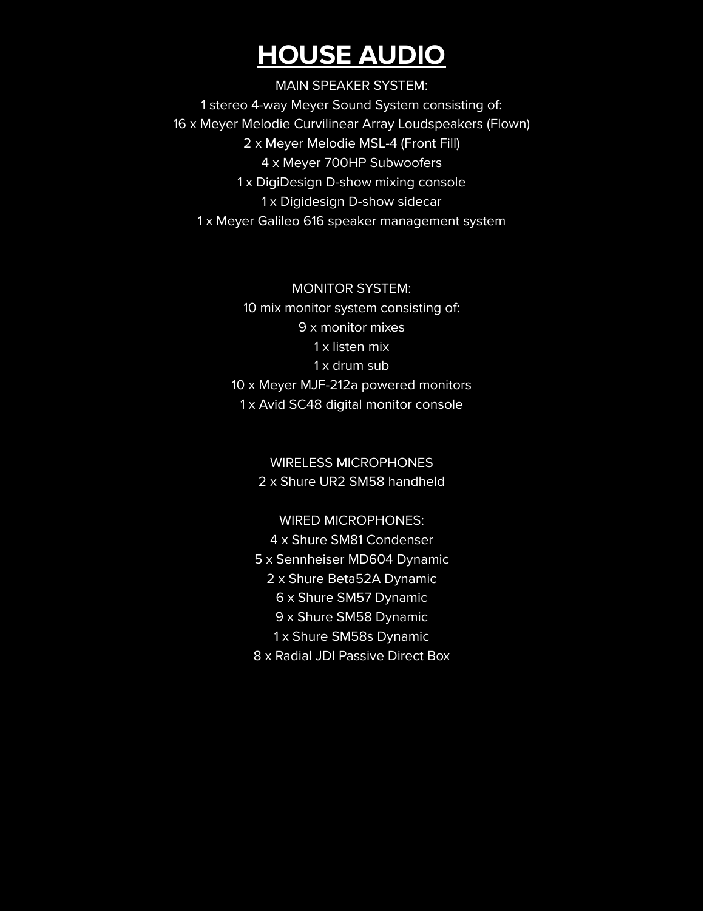# HOUSE AUDIO

MAIN SPEAKER SYSTEM:

1 stereo 4-way Meyer Sound System consisting of:
16 x Meyer Melodie Curvilinear Array Loudspeakers (Flown)
2 x Meyer Melodie MSL-4 (Front Fill)
4 x Meyer 700HP Subwoofers
1 x DigiDesign D-show mixing console
1 x Digidesign D-show sidecar
1 x Meyer Galileo 616 speaker management system

MONITOR SYSTEM:

10 mix monitor system consisting of:
9 x monitor mixes
1 x listen mix
1 x drum sub
10 x Meyer MJF-212a powered monitors
1 x Avid SC48 digital monitor console

WIRELESS MICROPHONES

2 x Shure UR2 SM58 handheld

WIRED MICROPHONES:

4 x Shure SM81 Condenser
5 x Sennheiser MD604 Dynamic
2 x Shure Beta52A Dynamic
6 x Shure SM57 Dynamic
9 x Shure SM58 Dynamic
1 x Shure SM58s Dynamic
8 x Radial JDI Passive Direct Box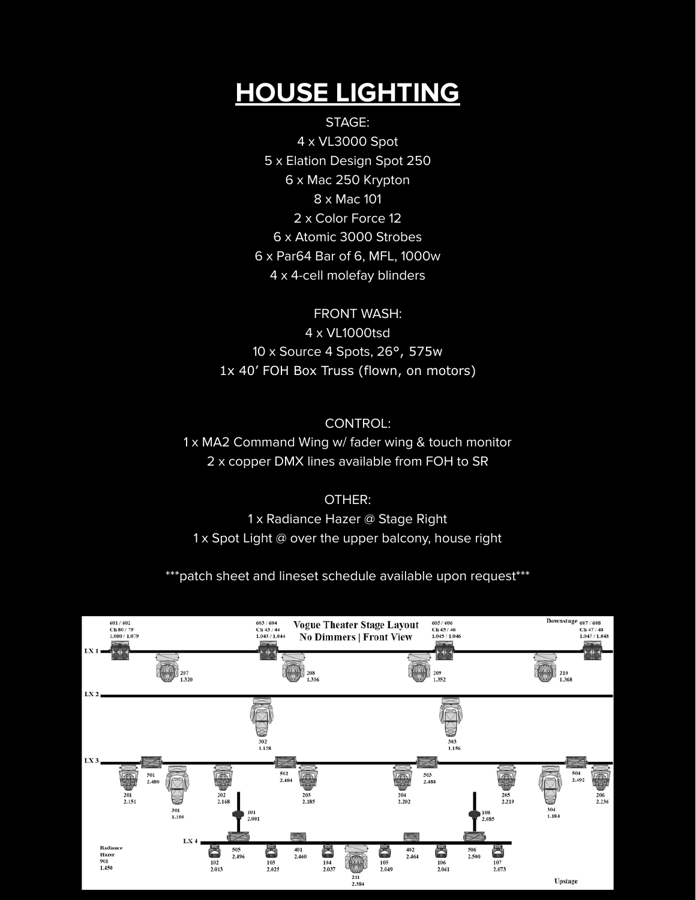# HOUSE LIGHTING

STAGE:

4 x VL3000 Spot

5 x Elation Design Spot 250

6 x Mac 250 Krypton

8 x Mac 101

2 x Color Force 12

6 x Atomic 3000 Strobes

6 x Par64 Bar of 6, MFL, 1000w

4 x 4-cell molefay blinders

FRONT WASH:

4 x VL1000tsd

10 x Source 4 Spots, 26°, 575w

1x 40' FOH Box Truss (flown, on motors)

CONTROL:

1 x MA2 Command Wing w/ fader wing & touch monitor

2 x copper DMX lines available from FOH to SR

OTHER:

1 x Radiance Hazer @ Stage Right

1 x Spot Light @ over the upper balcony, house right

***patch sheet and lineset schedule available upon request***

**Vogue Theater Stage Layout**
**No Dimmers | Front View**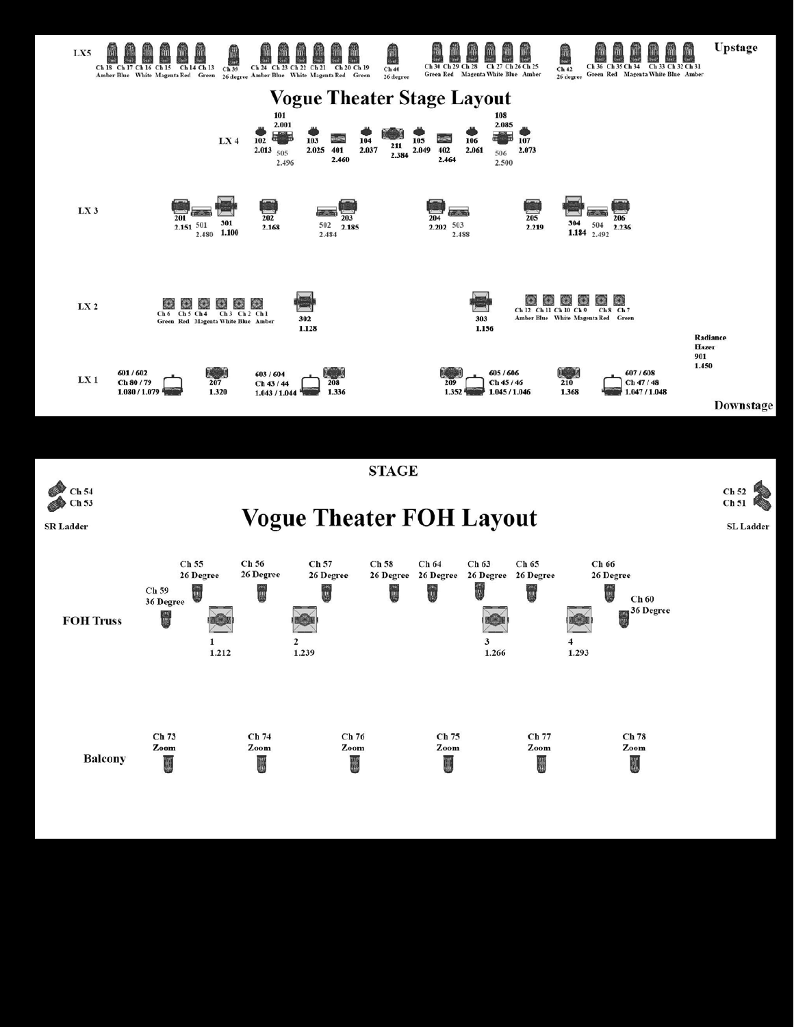# Vogue Theater Stage Layout

Upstage

**LX5**

Ch 18 Amber, Ch 17 Blue, Ch 16 White, Ch 15 Magenta, Ch 14 Red, Ch 13 Green, Ch 39 26 degree, Ch 24 Amber, Ch 23 Blue, Ch 22 White, Ch 21 Magenta, Ch 20 Red, Ch 19 Green, Ch 40 26 degree, Ch 30 Green, Ch 29 Red, Ch 28 Magenta, Ch 27 White, Ch 26 Blue, Ch 25 Amber, Ch 42 26 degree, Ch 36 Green, Ch 35 Red, Ch 34 Magenta, Ch 33 White, Ch 32 Blue, Ch 31 Amber

**LX 4**

101 2.001, 102 2.013, 505 2.496, 103 2.025, 401 2.460, 104 2.037, 211 2.384, 105 2.049, 402 2.464, 106 2.061, 108 2.085, 506 2.500, 107 2.073

**LX 3**

201 2.151, 501 2.480, 301 1.100, 202 2.168, 502 2.484, 203 2.185, 204 2.202, 503 2.488, 205 2.219, 304 1.184, 504 2.492, 206 2.236

**LX 2**

Ch 6 Green, Ch 5 Red, Ch 4 Magenta, Ch 3 White, Ch 2 Blue, Ch 1 Amber, 302 1.128, 303 1.156, Ch 12 Amber, Ch 11 Blue, Ch 10 White, Ch 9 Magenta, Ch 8 Red, Ch 7 Green

Radiance Hazer 901 1.450

**LX 1**

601 / 602 Ch 80 / 79 1.080 / 1.079, 207 1.320, 603 / 604 Ch 43 / 44 1.043 / 1.044, 208 1.336, 209 1.352, 605 / 606 Ch 45 / 46 1.045 / 1.046, 210 1.368, 607 / 608 Ch 47 / 48 1.047 / 1.048

Downstage

# Vogue Theater FOH Layout

STAGE

**SR Ladder:** Ch 54, Ch 53

**SL Ladder:** Ch 52, Ch 51

**FOH Truss**

Ch 59 36 Degree, Ch 55 26 Degree, Ch 56 26 Degree, Ch 57 26 Degree, Ch 58 26 Degree, Ch 64 26 Degree, Ch 63 26 Degree, Ch 65 26 Degree, Ch 66 26 Degree, Ch 60 36 Degree

1 1.212, 2 1.239, 3 1.266, 4 1.293

**Balcony**

Ch 73 Zoom, Ch 74 Zoom, Ch 76 Zoom, Ch 75 Zoom, Ch 77 Zoom, Ch 78 Zoom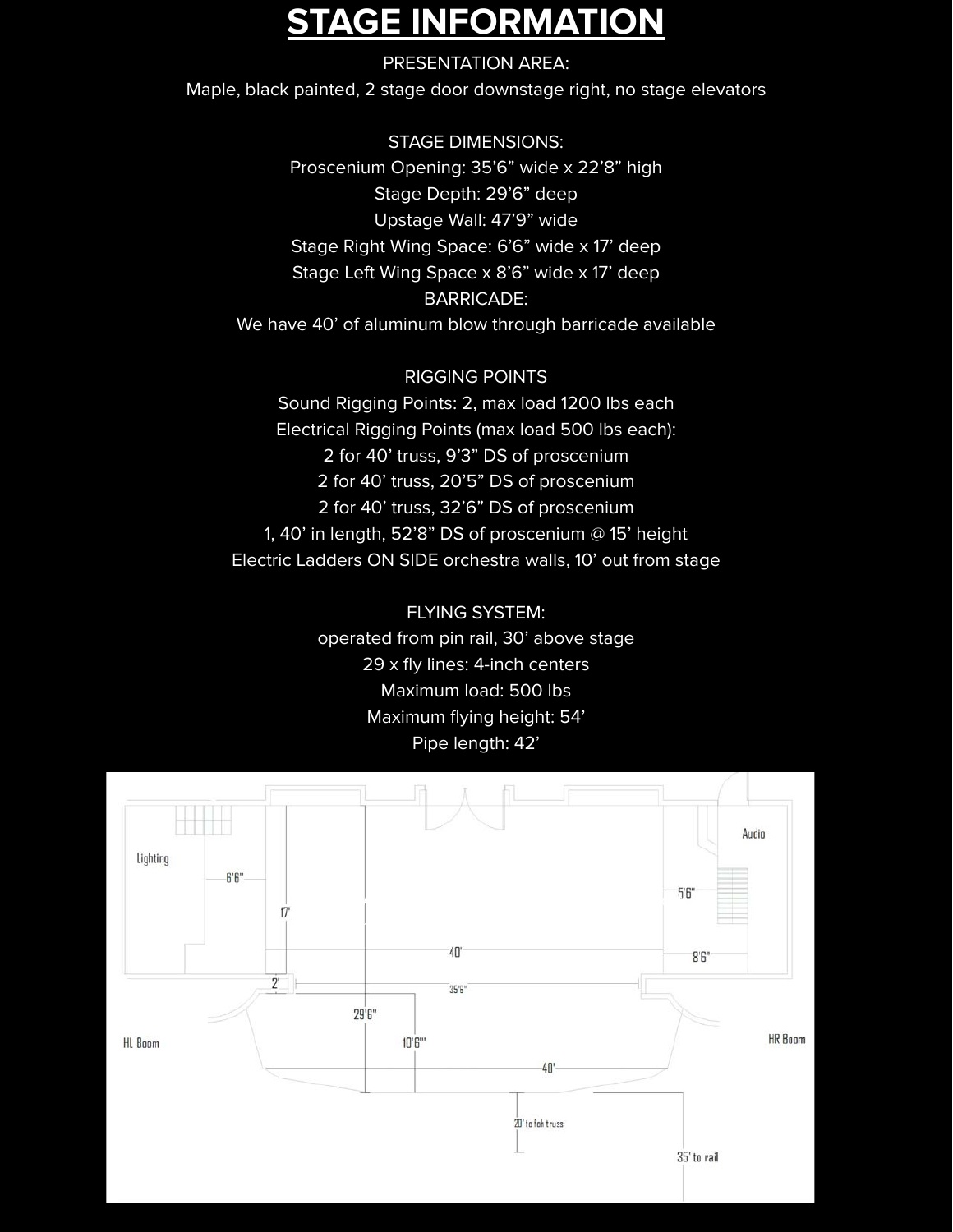# STAGE INFORMATION

PRESENTATION AREA:

Maple, black painted, 2 stage door downstage right, no stage elevators

STAGE DIMENSIONS:

Proscenium Opening: 35'6" wide x 22'8" high

Stage Depth: 29'6" deep

Upstage Wall: 47'9" wide

Stage Right Wing Space: 6'6" wide x 17' deep

Stage Left Wing Space x 8'6" wide x 17' deep

BARRICADE:

We have 40' of aluminum blow through barricade available

RIGGING POINTS

Sound Rigging Points: 2, max load 1200 lbs each

Electrical Rigging Points (max load 500 lbs each):

2 for 40' truss, 9'3" DS of proscenium

2 for 40' truss, 20'5" DS of proscenium

2 for 40' truss, 32'6" DS of proscenium

1, 40' in length, 52'8" DS of proscenium @ 15' height

Electric Ladders ON SIDE orchestra walls, 10' out from stage

FLYING SYSTEM:

operated from pin rail, 30' above stage

29 x fly lines: 4-inch centers

Maximum load: 500 lbs

Maximum flying height: 54'

Pipe length: 42'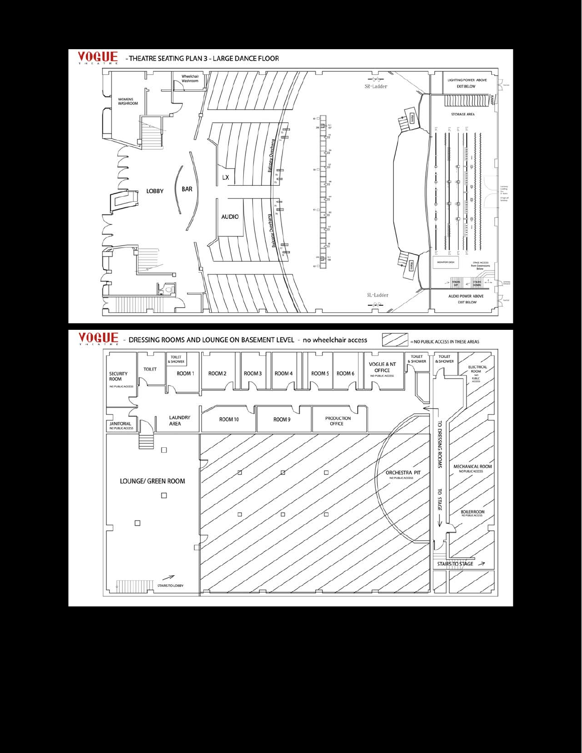# VOGUE THEATRE - THEATRE SEATING PLAN 3 - LARGE DANCE FLOOR

Wheelchair Washroom

WOMENS WASHROOM

LOBBY

BAR

LX

AUDIO

Balcony Overhang

Balcony Overhang

SR-Ladder

SL-Ladder

LIGHTING POWER ABOVE
EXIT BELOW

RAMP

STORAGE AREA

MONITOR DESK

STAGE ACCESS from Greenroom Below

STAIRS UP

STAIRS DOWN

AUDIO POWER ABOVE
EXIT BELOW

# VOGUE THEATRE - DRESSING ROOMS AND LOUNGE ON BASEMENT LEVEL - no wheelchair access

= NO PUBLIC ACCESS IN THESE AREAS

SECURITY ROOM
NO PUBLIC ACCESS

TOILET

TOILET & SHOWER

ROOM 1

ROOM 2

ROOM 3

ROOM 4

ROOM 5

ROOM 6

VOGUE & NT OFFICE
NO PUBLIC ACCESS

TOILET & SHOWER

TOILET & SHOWER

ELECTRICAL ROOM
NO PUBLIC ACCESS

JANITORIAL ROOM
NO PUBLIC ACCESS

LAUNDRY AREA

ROOM 10

ROOM 9

PRODUCTION OFFICE

TO DRESSING ROOMS

TO STAGE

LOUNGE/ GREEN ROOM

ORCHESTRA PIT
NO PUBLIC ACCESS

MECHANICAL ROOM
NO PUBLIC ACCESS

BOILERROOM
NO PUBLIC ACCESS

STAIRS TO STAGE

STAIRS TO LOBBY